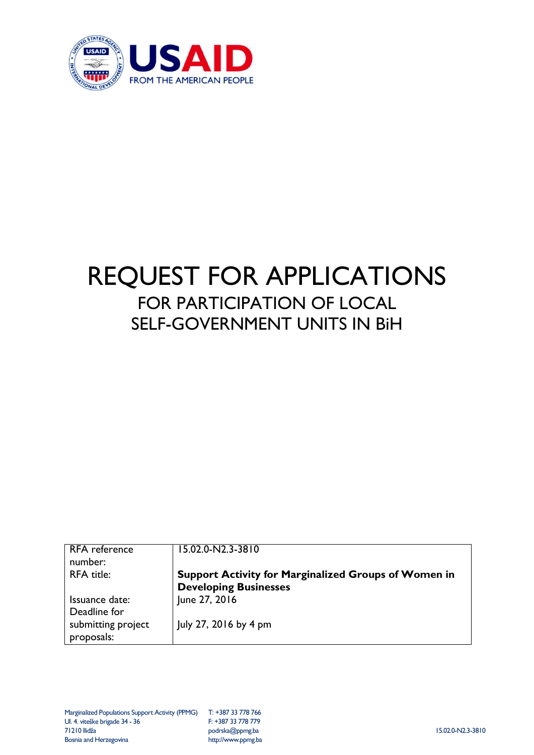# REQUEST FOR APPLICATIONS

## FOR PARTICIPATION OF LOCAL SELF-GOVERNMENT UNITS IN BiH

| | |
|---|---|
| RFA reference number: | 15.02.0-N2.3-3810 |
| RFA title: | **Support Activity for Marginalized Groups of Women in Developing Businesses** |
| Issuance date: | June 27, 2016 |
| Deadline for submitting project proposals: | July 27, 2016 by 4 pm |

Marginalized Populations Support Activity (PPMG)
Ul. 4. viteške brigade 34 - 36
71210 Ilidža
Bosnia and Herzegovina

T: +387 33 778 766
F: +387 33 778 779
podrska@ppmg.ba
http://www.ppmg.ba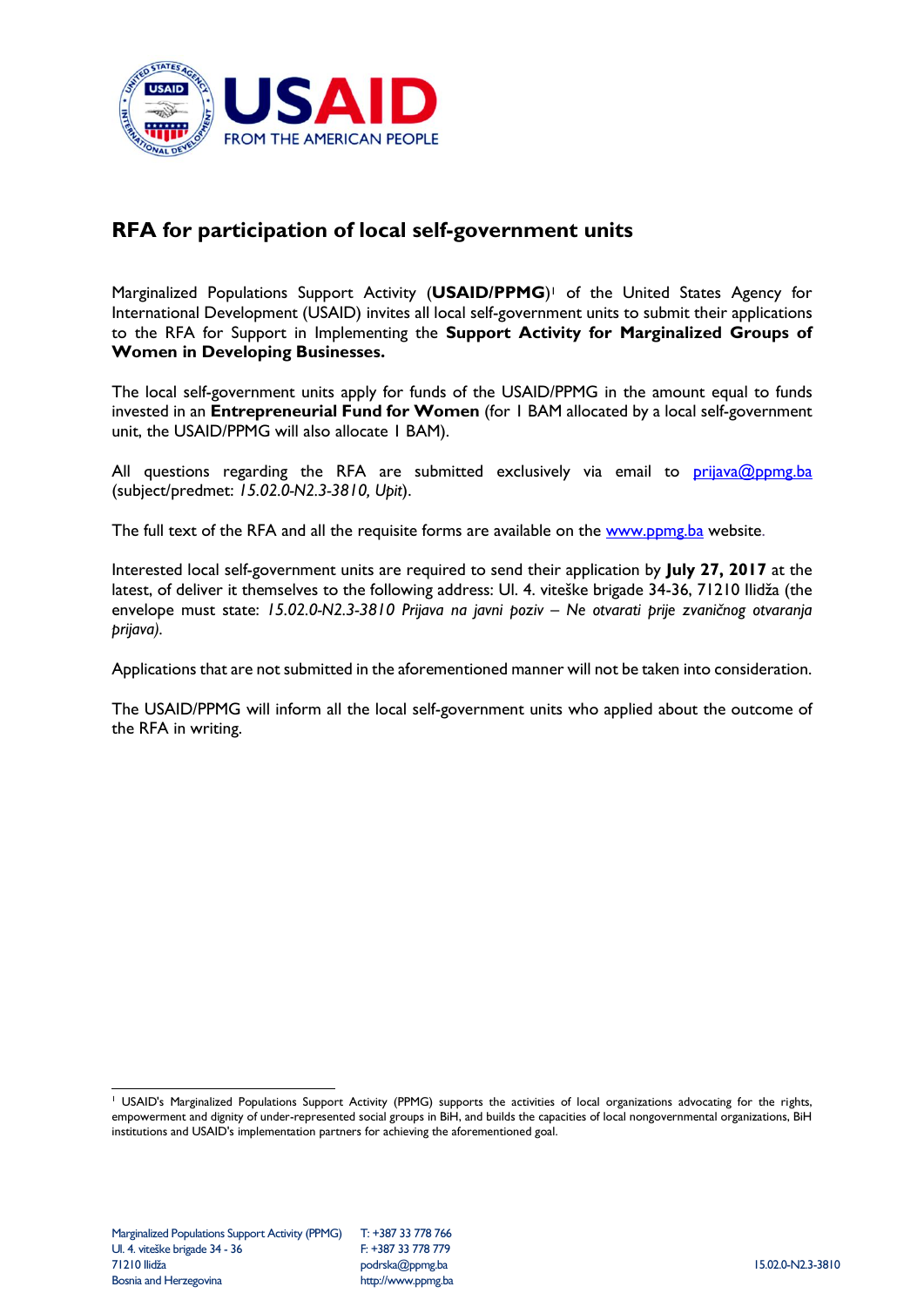# RFA for participation of local self-government units

Marginalized Populations Support Activity (**USAID/PPMG**)[1] of the United States Agency for International Development (USAID) invites all local self-government units to submit their applications to the RFA for Support in Implementing the **Support Activity for Marginalized Groups of Women in Developing Businesses.**

The local self-government units apply for funds of the USAID/PPMG in the amount equal to funds invested in an **Entrepreneurial Fund for Women** (for 1 BAM allocated by a local self-government unit, the USAID/PPMG will also allocate 1 BAM).

All questions regarding the RFA are submitted exclusively via email to prijava@ppmg.ba (subject/predmet: *15.02.0-N2.3-3810, Upit*).

The full text of the RFA and all the requisite forms are available on the www.ppmg.ba website.

Interested local self-government units are required to send their application by **July 27, 2017** at the latest, of deliver it themselves to the following address: Ul. 4. viteške brigade 34-36, 71210 Ilidža (the envelope must state: *15.02.0-N2.3-3810 Prijava na javni poziv – Ne otvarati prije zvaničnog otvaranja prijava).*

Applications that are not submitted in the aforementioned manner will not be taken into consideration.

The USAID/PPMG will inform all the local self-government units who applied about the outcome of the RFA in writing.

[1] USAID's Marginalized Populations Support Activity (PPMG) supports the activities of local organizations advocating for the rights, empowerment and dignity of under-represented social groups in BiH, and builds the capacities of local nongovernmental organizations, BiH institutions and USAID's implementation partners for achieving the aforementioned goal.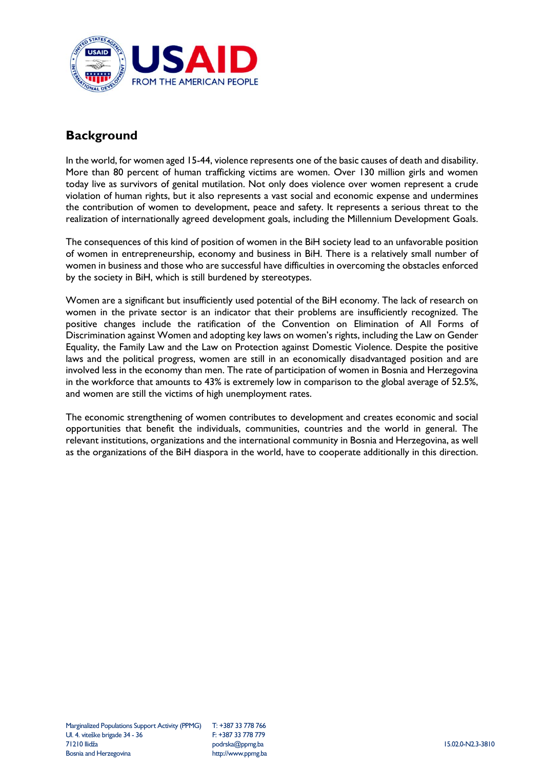## Background

In the world, for women aged 15-44, violence represents one of the basic causes of death and disability. More than 80 percent of human trafficking victims are women. Over 130 million girls and women today live as survivors of genital mutilation. Not only does violence over women represent a crude violation of human rights, but it also represents a vast social and economic expense and undermines the contribution of women to development, peace and safety. It represents a serious threat to the realization of internationally agreed development goals, including the Millennium Development Goals.

The consequences of this kind of position of women in the BiH society lead to an unfavorable position of women in entrepreneurship, economy and business in BiH. There is a relatively small number of women in business and those who are successful have difficulties in overcoming the obstacles enforced by the society in BiH, which is still burdened by stereotypes.

Women are a significant but insufficiently used potential of the BiH economy. The lack of research on women in the private sector is an indicator that their problems are insufficiently recognized. The positive changes include the ratification of the Convention on Elimination of All Forms of Discrimination against Women and adopting key laws on women's rights, including the Law on Gender Equality, the Family Law and the Law on Protection against Domestic Violence. Despite the positive laws and the political progress, women are still in an economically disadvantaged position and are involved less in the economy than men. The rate of participation of women in Bosnia and Herzegovina in the workforce that amounts to 43% is extremely low in comparison to the global average of 52.5%, and women are still the victims of high unemployment rates.

The economic strengthening of women contributes to development and creates economic and social opportunities that benefit the individuals, communities, countries and the world in general. The relevant institutions, organizations and the international community in Bosnia and Herzegovina, as well as the organizations of the BiH diaspora in the world, have to cooperate additionally in this direction.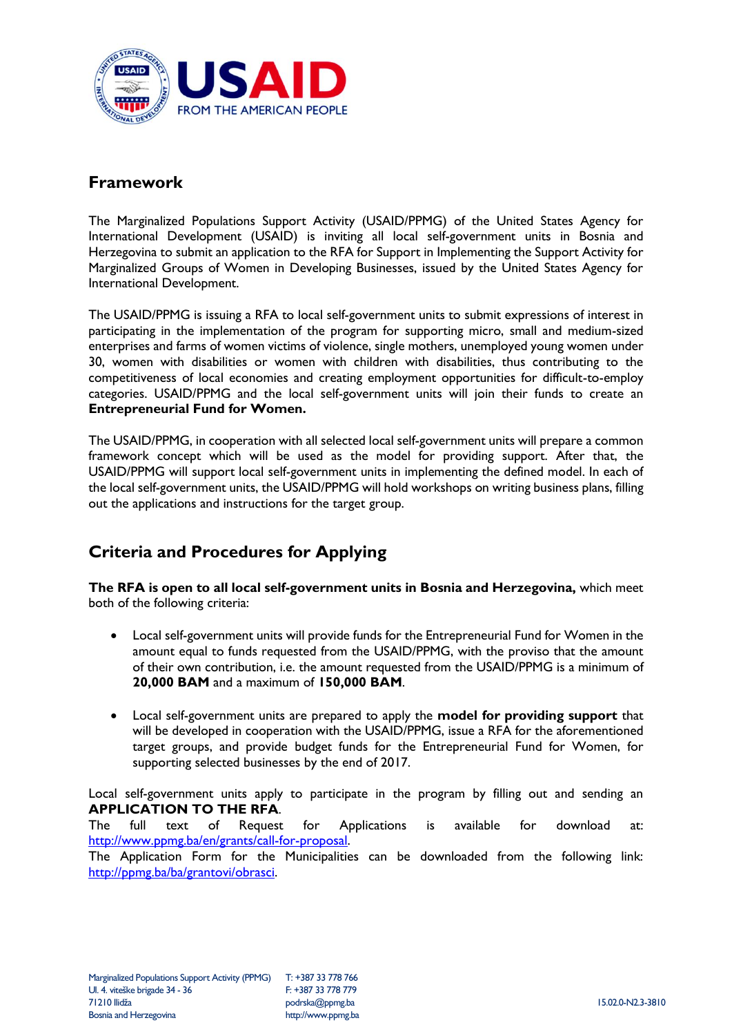## Framework

The Marginalized Populations Support Activity (USAID/PPMG) of the United States Agency for International Development (USAID) is inviting all local self-government units in Bosnia and Herzegovina to submit an application to the RFA for Support in Implementing the Support Activity for Marginalized Groups of Women in Developing Businesses, issued by the United States Agency for International Development.

The USAID/PPMG is issuing a RFA to local self-government units to submit expressions of interest in participating in the implementation of the program for supporting micro, small and medium-sized enterprises and farms of women victims of violence, single mothers, unemployed young women under 30, women with disabilities or women with children with disabilities, thus contributing to the competitiveness of local economies and creating employment opportunities for difficult-to-employ categories. USAID/PPMG and the local self-government units will join their funds to create an **Entrepreneurial Fund for Women.**

The USAID/PPMG, in cooperation with all selected local self-government units will prepare a common framework concept which will be used as the model for providing support. After that, the USAID/PPMG will support local self-government units in implementing the defined model. In each of the local self-government units, the USAID/PPMG will hold workshops on writing business plans, filling out the applications and instructions for the target group.

## Criteria and Procedures for Applying

**The RFA is open to all local self-government units in Bosnia and Herzegovina,** which meet both of the following criteria:

- Local self-government units will provide funds for the Entrepreneurial Fund for Women in the amount equal to funds requested from the USAID/PPMG, with the proviso that the amount of their own contribution, i.e. the amount requested from the USAID/PPMG is a minimum of **20,000 BAM** and a maximum of **150,000 BAM**.

- Local self-government units are prepared to apply the **model for providing support** that will be developed in cooperation with the USAID/PPMG, issue a RFA for the aforementioned target groups, and provide budget funds for the Entrepreneurial Fund for Women, for supporting selected businesses by the end of 2017.

Local self-government units apply to participate in the program by filling out and sending an **APPLICATION TO THE RFA**.
The full text of Request for Applications is available for download at: http://www.ppmg.ba/en/grants/call-for-proposal.
The Application Form for the Municipalities can be downloaded from the following link: http://ppmg.ba/ba/grantovi/obrasci.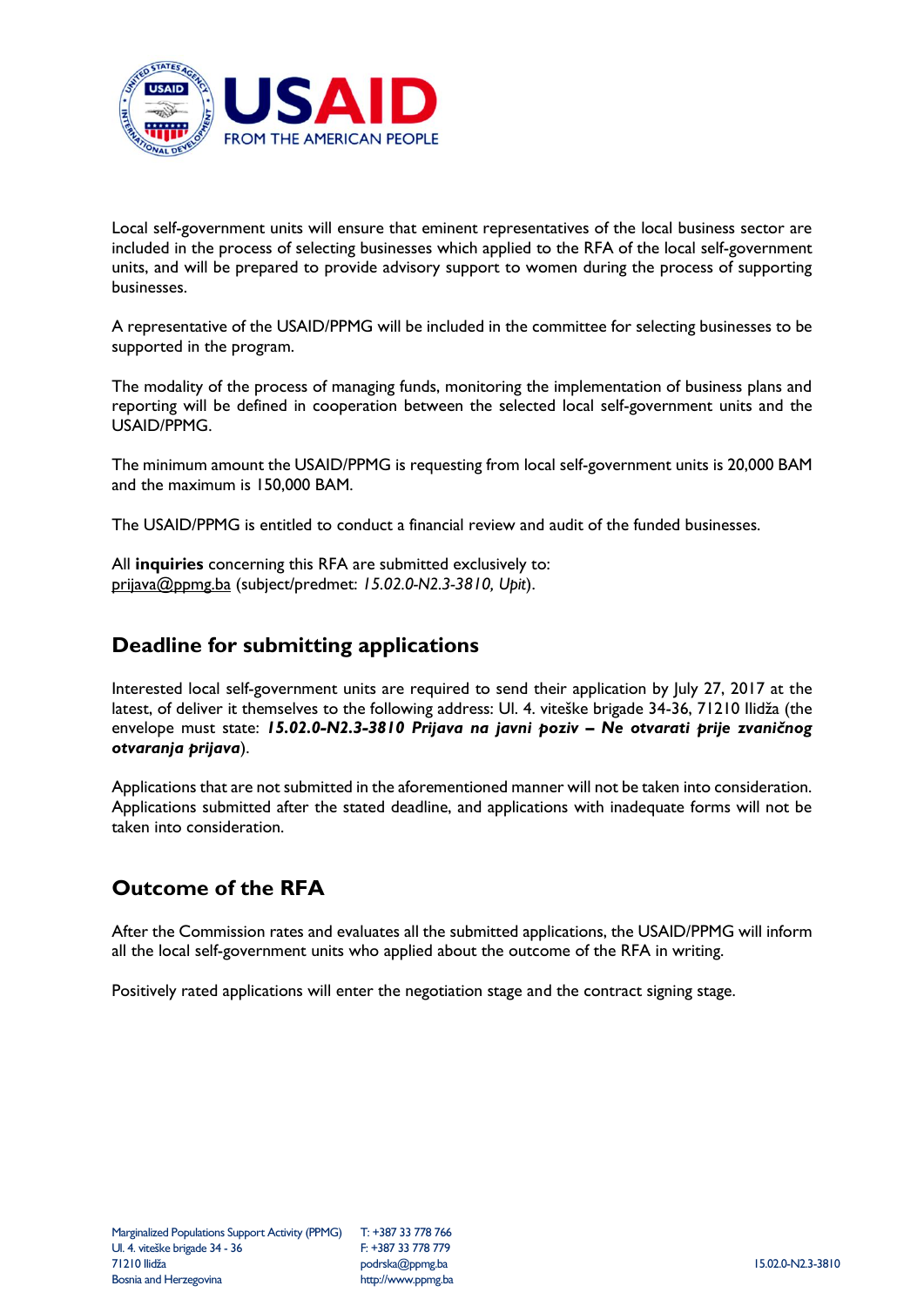Local self-government units will ensure that eminent representatives of the local business sector are included in the process of selecting businesses which applied to the RFA of the local self-government units, and will be prepared to provide advisory support to women during the process of supporting businesses.

A representative of the USAID/PPMG will be included in the committee for selecting businesses to be supported in the program.

The modality of the process of managing funds, monitoring the implementation of business plans and reporting will be defined in cooperation between the selected local self-government units and the USAID/PPMG.

The minimum amount the USAID/PPMG is requesting from local self-government units is 20,000 BAM and the maximum is 150,000 BAM.

The USAID/PPMG is entitled to conduct a financial review and audit of the funded businesses.

All **inquiries** concerning this RFA are submitted exclusively to:
prijava@ppmg.ba (subject/predmet: *15.02.0-N2.3-3810, Upit*).

## Deadline for submitting applications

Interested local self-government units are required to send their application by July 27, 2017 at the latest, of deliver it themselves to the following address: Ul. 4. viteške brigade 34-36, 71210 Ilidža (the envelope must state: ***15.02.0-N2.3-3810 Prijava na javni poziv – Ne otvarati prije zvaničnog otvaranja prijava***).

Applications that are not submitted in the aforementioned manner will not be taken into consideration. Applications submitted after the stated deadline, and applications with inadequate forms will not be taken into consideration.

## Outcome of the RFA

After the Commission rates and evaluates all the submitted applications, the USAID/PPMG will inform all the local self-government units who applied about the outcome of the RFA in writing.

Positively rated applications will enter the negotiation stage and the contract signing stage.